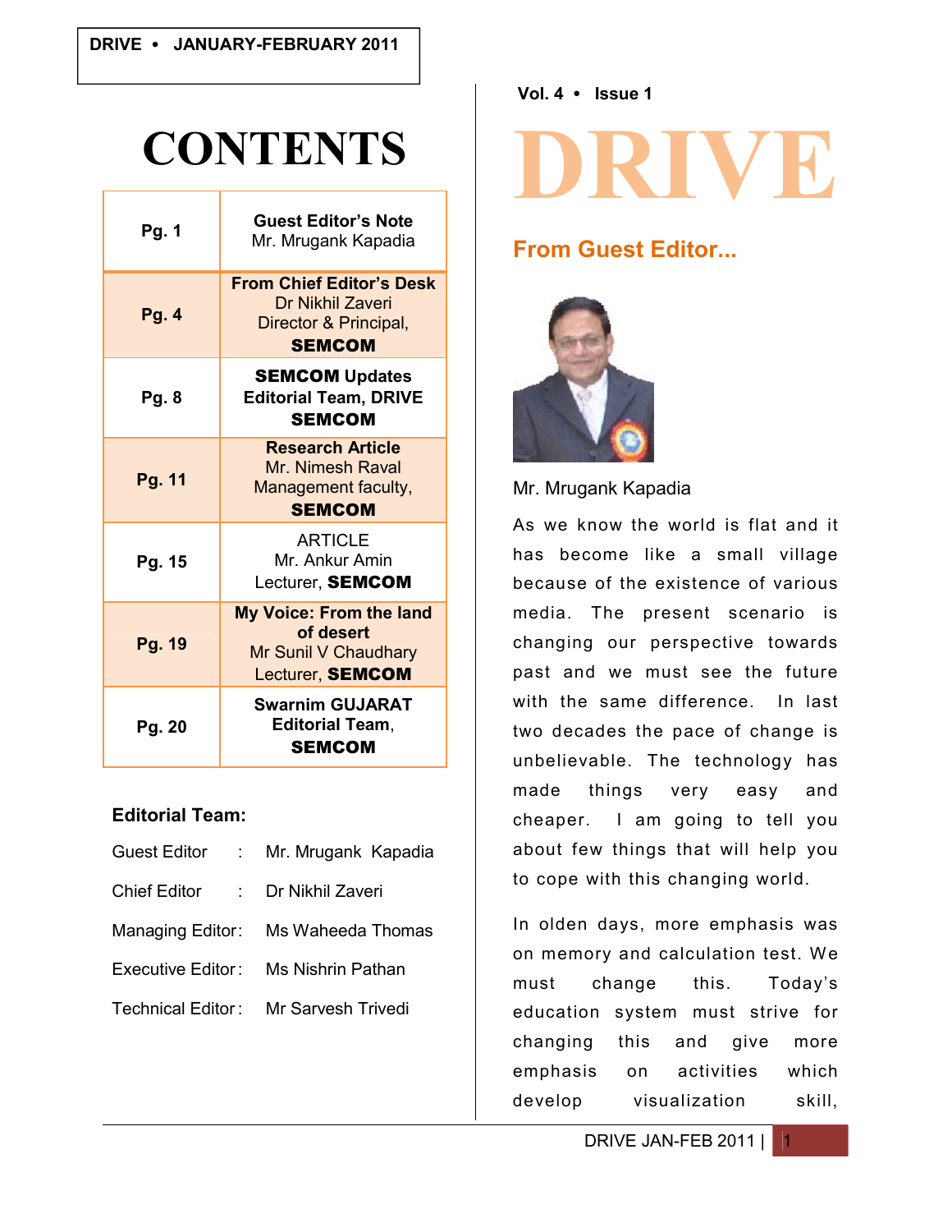# CONTENTS

| Pg. 1 | **Guest Editor's Note** Mr. Mrugank Kapadia |
|---|---|
| Pg. 4 | **From Chief Editor's Desk** Dr Nikhil Zaveri Director & Principal, **SEMCOM** |
| Pg. 8 | **SEMCOM Updates** **Editorial Team, DRIVE** **SEMCOM** |
| Pg. 11 | **Research Article** Mr. Nimesh Raval Management faculty, **SEMCOM** |
| Pg. 15 | ARTICLE Mr. Ankur Amin Lecturer, **SEMCOM** |
| Pg. 19 | **My Voice: From the land of desert** Mr Sunil V Chaudhary Lecturer, **SEMCOM** |
| Pg. 20 | **Swarnim GUJARAT** **Editorial Team**, **SEMCOM** |

**Editorial Team:**

Guest Editor : Mr. Mrugank Kapadia

Chief Editor : Dr Nikhil Zaveri

Managing Editor: Ms Waheeda Thomas

Executive Editor: Ms Nishrin Pathan

Technical Editor: Mr Sarvesh Trivedi

Vol. 4 • Issue 1

# DRIVE

## From Guest Editor...

Mr. Mrugank Kapadia

As we know the world is flat and it has become like a small village because of the existence of various media. The present scenario is changing our perspective towards past and we must see the future with the same difference. In last two decades the pace of change is unbelievable. The technology has made things very easy and cheaper. I am going to tell you about few things that will help you to cope with this changing world.

In olden days, more emphasis was on memory and calculation test. We must change this. Today's education system must strive for changing this and give more emphasis on activities which develop visualization skill,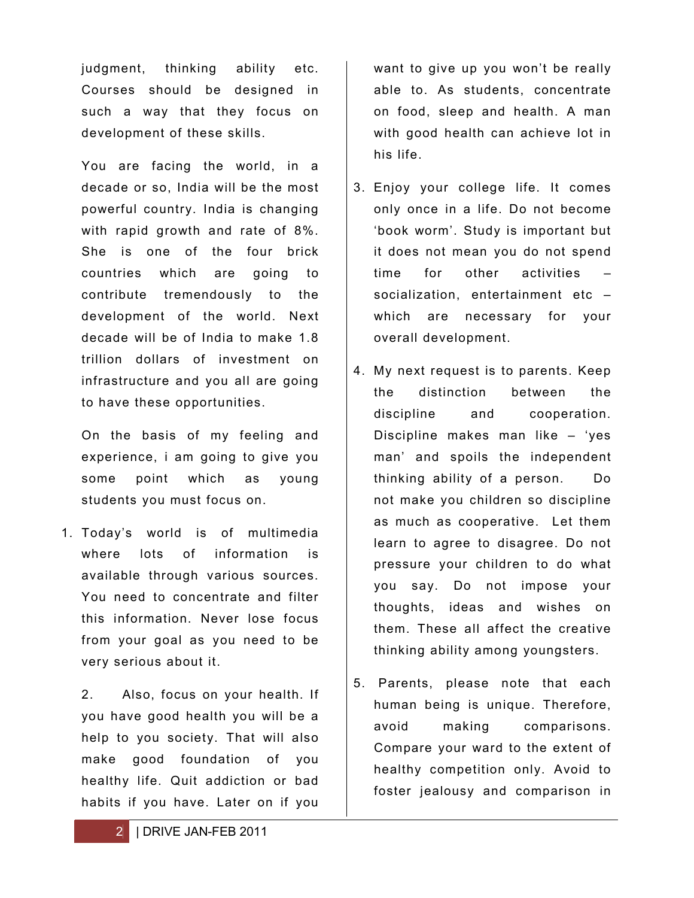judgment, thinking ability etc. Courses should be designed in such a way that they focus on development of these skills.

You are facing the world, in a decade or so, India will be the most powerful country. India is changing with rapid growth and rate of 8%. She is one of the four brick countries which are going to contribute tremendously to the development of the world. Next decade will be of India to make 1.8 trillion dollars of investment on infrastructure and you all are going to have these opportunities.

On the basis of my feeling and experience, i am going to give you some point which as young students you must focus on.

1. Today's world is of multimedia where lots of information is available through various sources. You need to concentrate and filter this information. Never lose focus from your goal as you need to be very serious about it.

2. Also, focus on your health. If you have good health you will be a help to you society. That will also make good foundation of you healthy life. Quit addiction or bad habits if you have. Later on if you want to give up you won't be really able to. As students, concentrate on food, sleep and health. A man with good health can achieve lot in his life.

3. Enjoy your college life. It comes only once in a life. Do not become 'book worm'. Study is important but it does not mean you do not spend time for other activities – socialization, entertainment etc – which are necessary for your overall development.

4. My next request is to parents. Keep the distinction between the discipline and cooperation. Discipline makes man like – 'yes man' and spoils the independent thinking ability of a person. Do not make you children so discipline as much as cooperative. Let them learn to agree to disagree. Do not pressure your children to do what you say. Do not impose your thoughts, ideas and wishes on them. These all affect the creative thinking ability among youngsters.

5. Parents, please note that each human being is unique. Therefore, avoid making comparisons. Compare your ward to the extent of healthy competition only. Avoid to foster jealousy and comparison in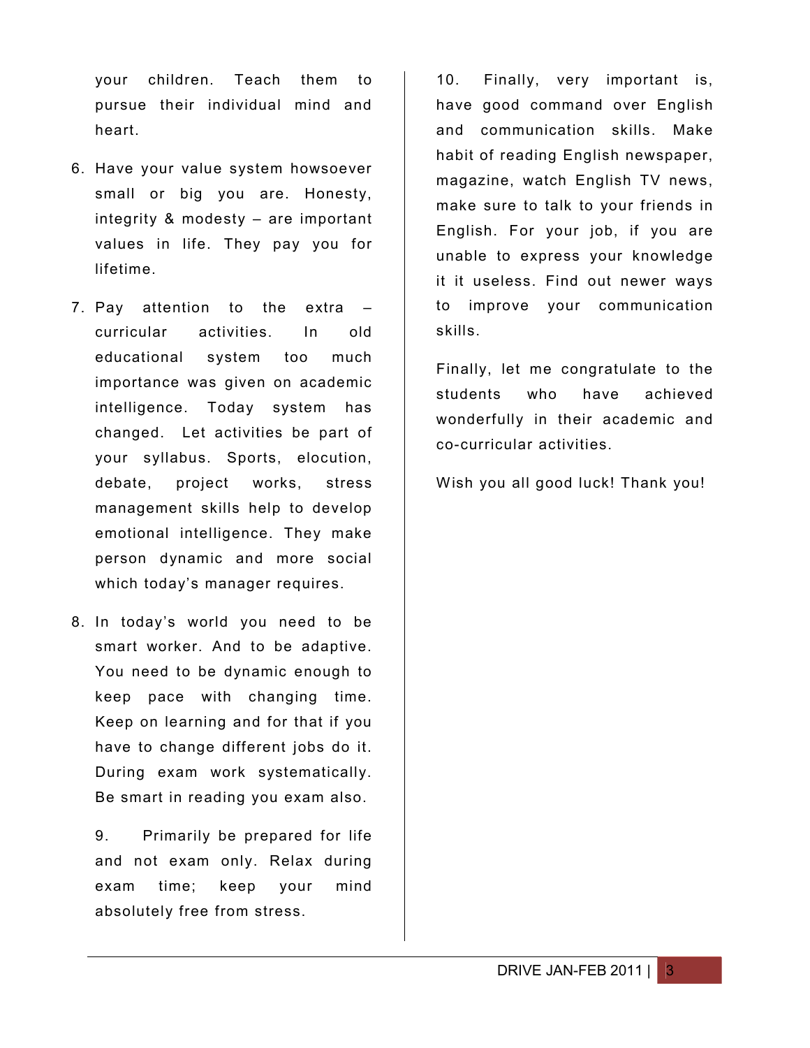your children. Teach them to pursue their individual mind and heart.

6. Have your value system howsoever small or big you are. Honesty, integrity & modesty – are important values in life. They pay you for lifetime.

7. Pay attention to the extra – curricular activities. In old educational system too much importance was given on academic intelligence. Today system has changed. Let activities be part of your syllabus. Sports, elocution, debate, project works, stress management skills help to develop emotional intelligence. They make person dynamic and more social which today's manager requires.

8. In today's world you need to be smart worker. And to be adaptive. You need to be dynamic enough to keep pace with changing time. Keep on learning and for that if you have to change different jobs do it. During exam work systematically. Be smart in reading you exam also.

9. Primarily be prepared for life and not exam only. Relax during exam time; keep your mind absolutely free from stress.

10. Finally, very important is, have good command over English and communication skills. Make habit of reading English newspaper, magazine, watch English TV news, make sure to talk to your friends in English. For your job, if you are unable to express your knowledge it it useless. Find out newer ways to improve your communication skills.

Finally, let me congratulate to the students who have achieved wonderfully in their academic and co-curricular activities.

Wish you all good luck! Thank you!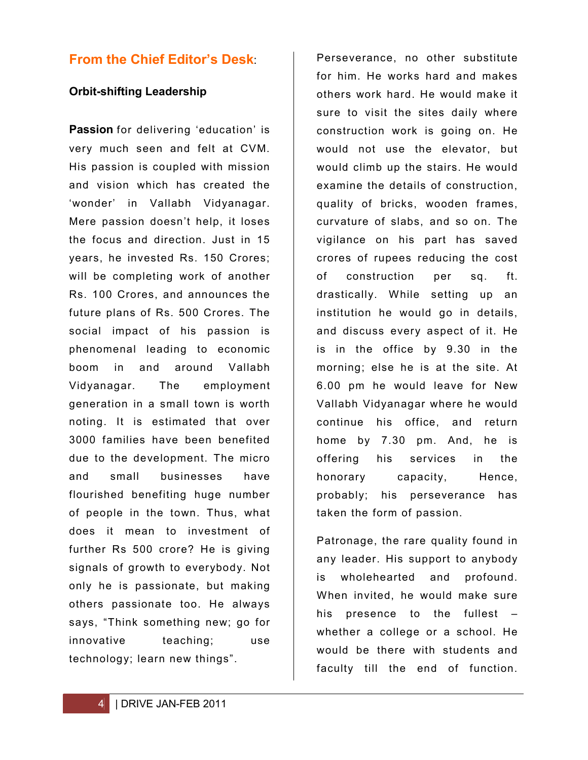## From the Chief Editor's Desk:

### Orbit-shifting Leadership

**Passion** for delivering 'education' is very much seen and felt at CVM. His passion is coupled with mission and vision which has created the 'wonder' in Vallabh Vidyanagar. Mere passion doesn't help, it loses the focus and direction. Just in 15 years, he invested Rs. 150 Crores; will be completing work of another Rs. 100 Crores, and announces the future plans of Rs. 500 Crores. The social impact of his passion is phenomenal leading to economic boom in and around Vallabh Vidyanagar. The employment generation in a small town is worth noting. It is estimated that over 3000 families have been benefited due to the development. The micro and small businesses have flourished benefiting huge number of people in the town. Thus, what does it mean to investment of further Rs 500 crore? He is giving signals of growth to everybody. Not only he is passionate, but making others passionate too. He always says, "Think something new; go for innovative teaching; use technology; learn new things".

Perseverance, no other substitute for him. He works hard and makes others work hard. He would make it sure to visit the sites daily where construction work is going on. He would not use the elevator, but would climb up the stairs. He would examine the details of construction, quality of bricks, wooden frames, curvature of slabs, and so on. The vigilance on his part has saved crores of rupees reducing the cost of construction per sq. ft. drastically. While setting up an institution he would go in details, and discuss every aspect of it. He is in the office by 9.30 in the morning; else he is at the site. At 6.00 pm he would leave for New Vallabh Vidyanagar where he would continue his office, and return home by 7.30 pm. And, he is offering his services in the honorary capacity, Hence, probably; his perseverance has taken the form of passion.

Patronage, the rare quality found in any leader. His support to anybody is wholehearted and profound. When invited, he would make sure his presence to the fullest – whether a college or a school. He would be there with students and faculty till the end of function.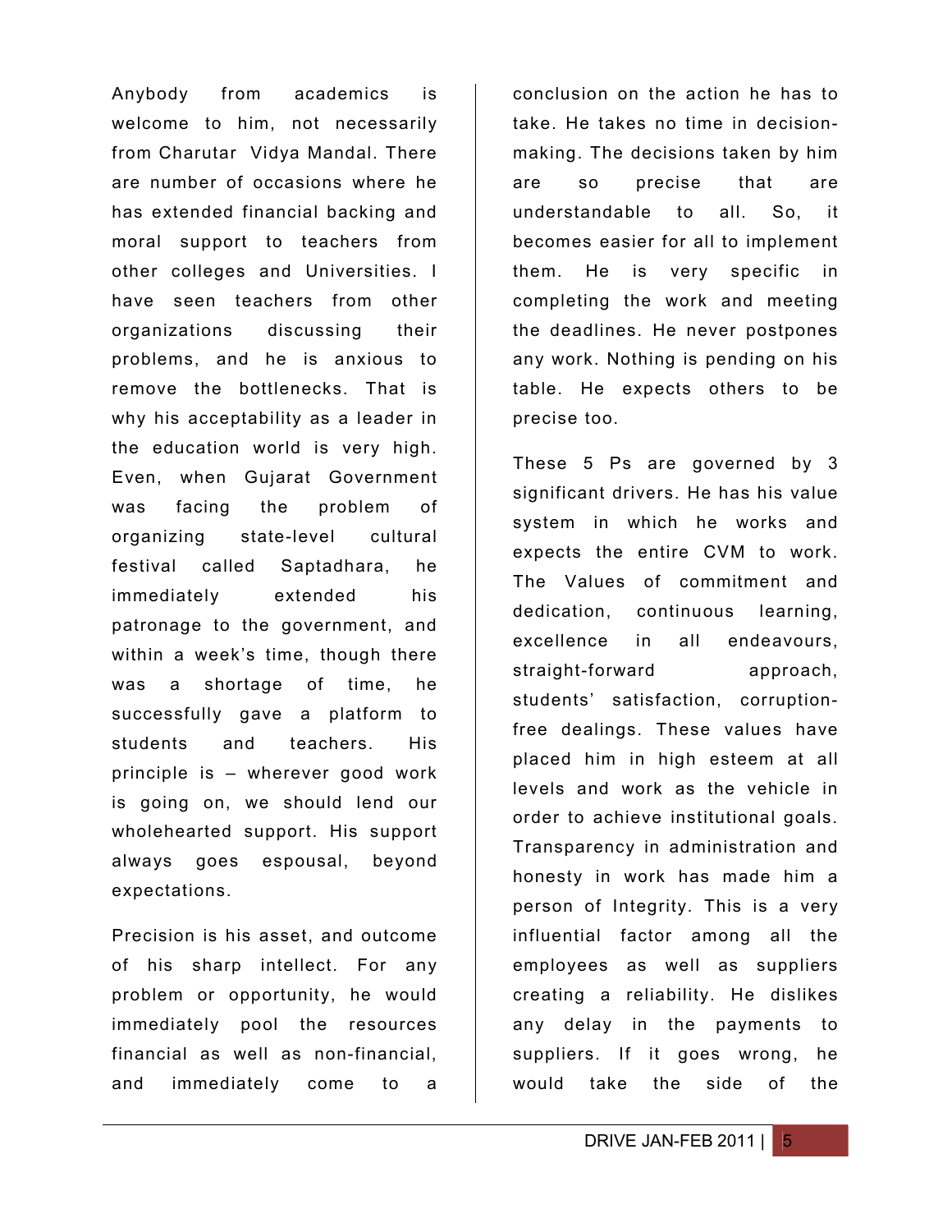Anybody from academics is welcome to him, not necessarily from Charutar Vidya Mandal. There are number of occasions where he has extended financial backing and moral support to teachers from other colleges and Universities. I have seen teachers from other organizations discussing their problems, and he is anxious to remove the bottlenecks. That is why his acceptability as a leader in the education world is very high. Even, when Gujarat Government was facing the problem of organizing state-level cultural festival called Saptadhara, he immediately extended his patronage to the government, and within a week's time, though there was a shortage of time, he successfully gave a platform to students and teachers. His principle is – wherever good work is going on, we should lend our wholehearted support. His support always goes espousal, beyond expectations.

Precision is his asset, and outcome of his sharp intellect. For any problem or opportunity, he would immediately pool the resources financial as well as non-financial, and immediately come to a conclusion on the action he has to take. He takes no time in decision-making. The decisions taken by him are so precise that are understandable to all. So, it becomes easier for all to implement them. He is very specific in completing the work and meeting the deadlines. He never postpones any work. Nothing is pending on his table. He expects others to be precise too.

These 5 Ps are governed by 3 significant drivers. He has his value system in which he works and expects the entire CVM to work. The Values of commitment and dedication, continuous learning, excellence in all endeavours, straight-forward approach, students' satisfaction, corruption-free dealings. These values have placed him in high esteem at all levels and work as the vehicle in order to achieve institutional goals. Transparency in administration and honesty in work has made him a person of Integrity. This is a very influential factor among all the employees as well as suppliers creating a reliability. He dislikes any delay in the payments to suppliers. If it goes wrong, he would take the side of the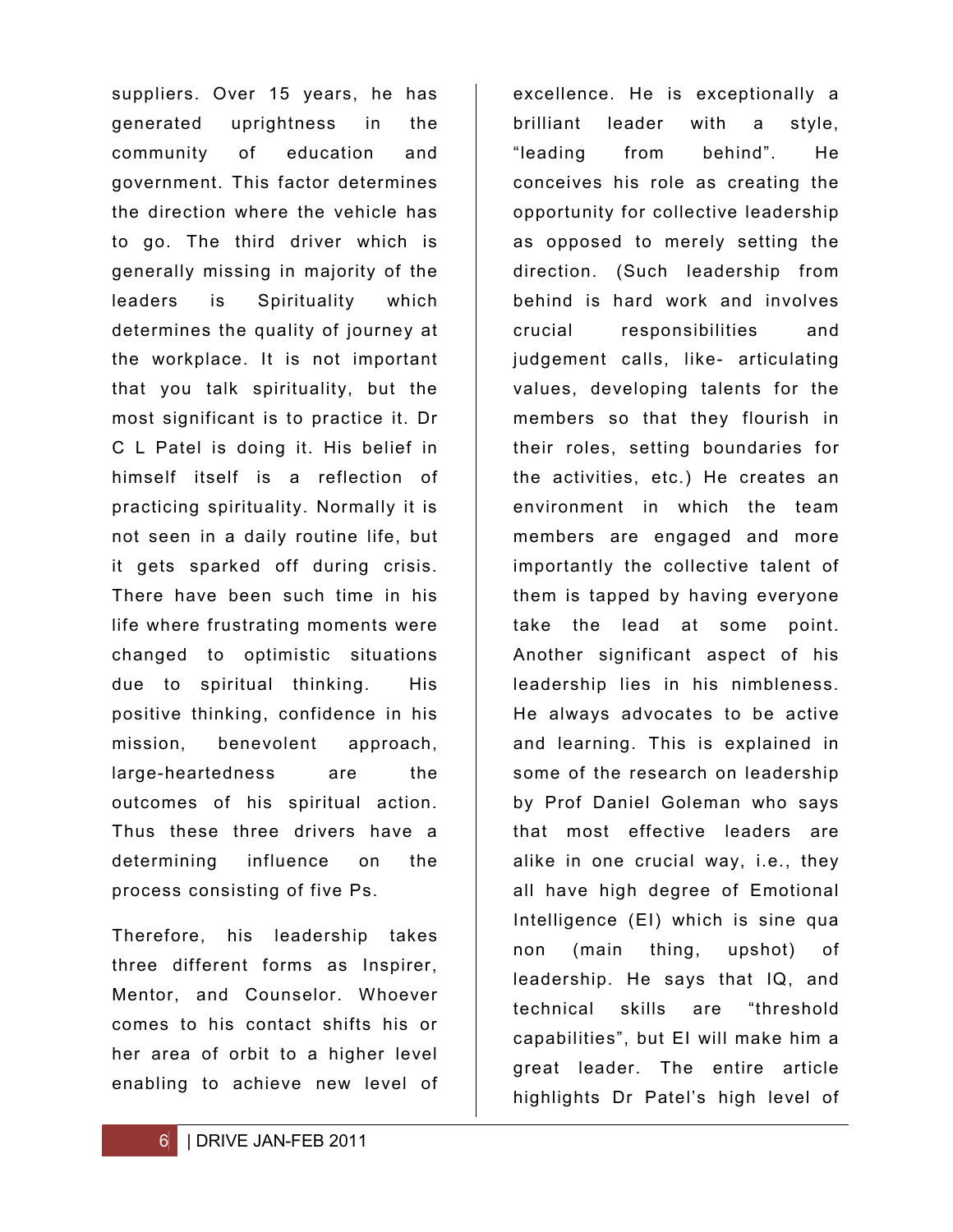suppliers. Over 15 years, he has generated uprightness in the community of education and government. This factor determines the direction where the vehicle has to go. The third driver which is generally missing in majority of the leaders is Spirituality which determines the quality of journey at the workplace. It is not important that you talk spirituality, but the most significant is to practice it. Dr C L Patel is doing it. His belief in himself itself is a reflection of practicing spirituality. Normally it is not seen in a daily routine life, but it gets sparked off during crisis. There have been such time in his life where frustrating moments were changed to optimistic situations due to spiritual thinking. His positive thinking, confidence in his mission, benevolent approach, large-heartedness are the outcomes of his spiritual action. Thus these three drivers have a determining influence on the process consisting of five Ps.

Therefore, his leadership takes three different forms as Inspirer, Mentor, and Counselor. Whoever comes to his contact shifts his or her area of orbit to a higher level enabling to achieve new level of excellence. He is exceptionally a brilliant leader with a style, "leading from behind". He conceives his role as creating the opportunity for collective leadership as opposed to merely setting the direction. (Such leadership from behind is hard work and involves crucial responsibilities and judgement calls, like- articulating values, developing talents for the members so that they flourish in their roles, setting boundaries for the activities, etc.) He creates an environment in which the team members are engaged and more importantly the collective talent of them is tapped by having everyone take the lead at some point. Another significant aspect of his leadership lies in his nimbleness. He always advocates to be active and learning. This is explained in some of the research on leadership by Prof Daniel Goleman who says that most effective leaders are alike in one crucial way, i.e., they all have high degree of Emotional Intelligence (EI) which is sine qua non (main thing, upshot) of leadership. He says that IQ, and technical skills are "threshold capabilities", but EI will make him a great leader. The entire article highlights Dr Patel's high level of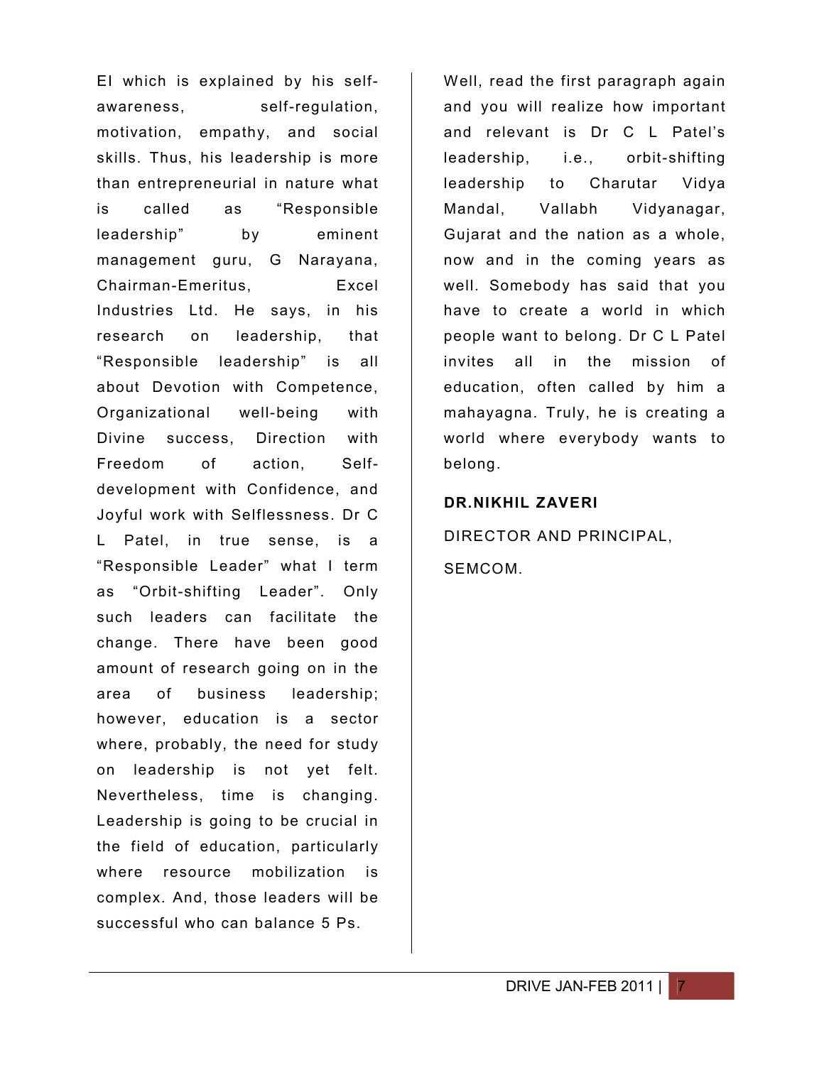EI which is explained by his self-awareness, self-regulation, motivation, empathy, and social skills. Thus, his leadership is more than entrepreneurial in nature what is called as "Responsible leadership" by eminent management guru, G Narayana, Chairman-Emeritus, Excel Industries Ltd. He says, in his research on leadership, that "Responsible leadership" is all about Devotion with Competence, Organizational well-being with Divine success, Direction with Freedom of action, Self-development with Confidence, and Joyful work with Selflessness. Dr C L Patel, in true sense, is a "Responsible Leader" what I term as "Orbit-shifting Leader". Only such leaders can facilitate the change. There have been good amount of research going on in the area of business leadership; however, education is a sector where, probably, the need for study on leadership is not yet felt. Nevertheless, time is changing. Leadership is going to be crucial in the field of education, particularly where resource mobilization is complex. And, those leaders will be successful who can balance 5 Ps.

Well, read the first paragraph again and you will realize how important and relevant is Dr C L Patel's leadership, i.e., orbit-shifting leadership to Charutar Vidya Mandal, Vallabh Vidyanagar, Gujarat and the nation as a whole, now and in the coming years as well. Somebody has said that you have to create a world in which people want to belong. Dr C L Patel invites all in the mission of education, often called by him a mahayagna. Truly, he is creating a world where everybody wants to belong.

**DR.NIKHIL ZAVERI**

DIRECTOR AND PRINCIPAL,

SEMCOM.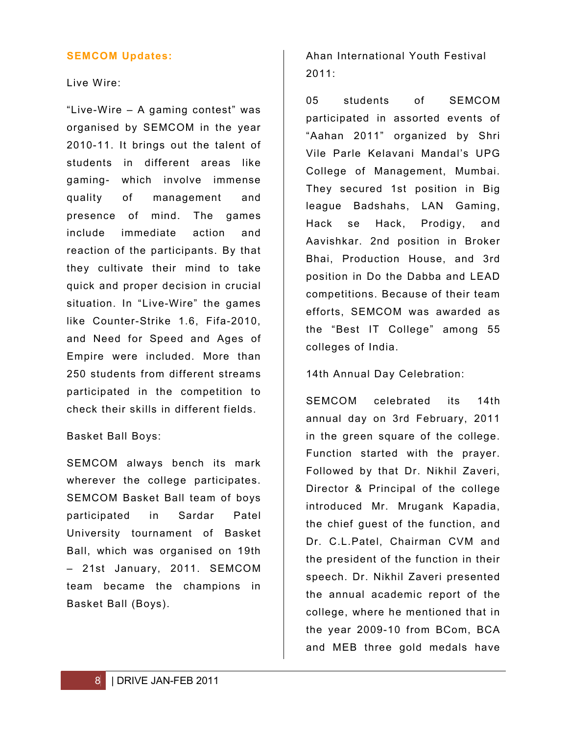## SEMCOM Updates:

### Live Wire:

"Live-Wire – A gaming contest" was organised by SEMCOM in the year 2010-11. It brings out the talent of students in different areas like gaming- which involve immense quality of management and presence of mind. The games include immediate action and reaction of the participants. By that they cultivate their mind to take quick and proper decision in crucial situation. In "Live-Wire" the games like Counter-Strike 1.6, Fifa-2010, and Need for Speed and Ages of Empire were included. More than 250 students from different streams participated in the competition to check their skills in different fields.

### Basket Ball Boys:

SEMCOM always bench its mark wherever the college participates. SEMCOM Basket Ball team of boys participated in Sardar Patel University tournament of Basket Ball, which was organised on 19th – 21st January, 2011. SEMCOM team became the champions in Basket Ball (Boys).

### Ahan International Youth Festival 2011:

05 students of SEMCOM participated in assorted events of "Aahan 2011" organized by Shri Vile Parle Kelavani Mandal's UPG College of Management, Mumbai. They secured 1st position in Big league Badshahs, LAN Gaming, Hack se Hack, Prodigy, and Aavishkar. 2nd position in Broker Bhai, Production House, and 3rd position in Do the Dabba and LEAD competitions. Because of their team efforts, SEMCOM was awarded as the "Best IT College" among 55 colleges of India.

### 14th Annual Day Celebration:

SEMCOM celebrated its 14th annual day on 3rd February, 2011 in the green square of the college. Function started with the prayer. Followed by that Dr. Nikhil Zaveri, Director & Principal of the college introduced Mr. Mrugank Kapadia, the chief guest of the function, and Dr. C.L.Patel, Chairman CVM and the president of the function in their speech. Dr. Nikhil Zaveri presented the annual academic report of the college, where he mentioned that in the year 2009-10 from BCom, BCA and MEB three gold medals have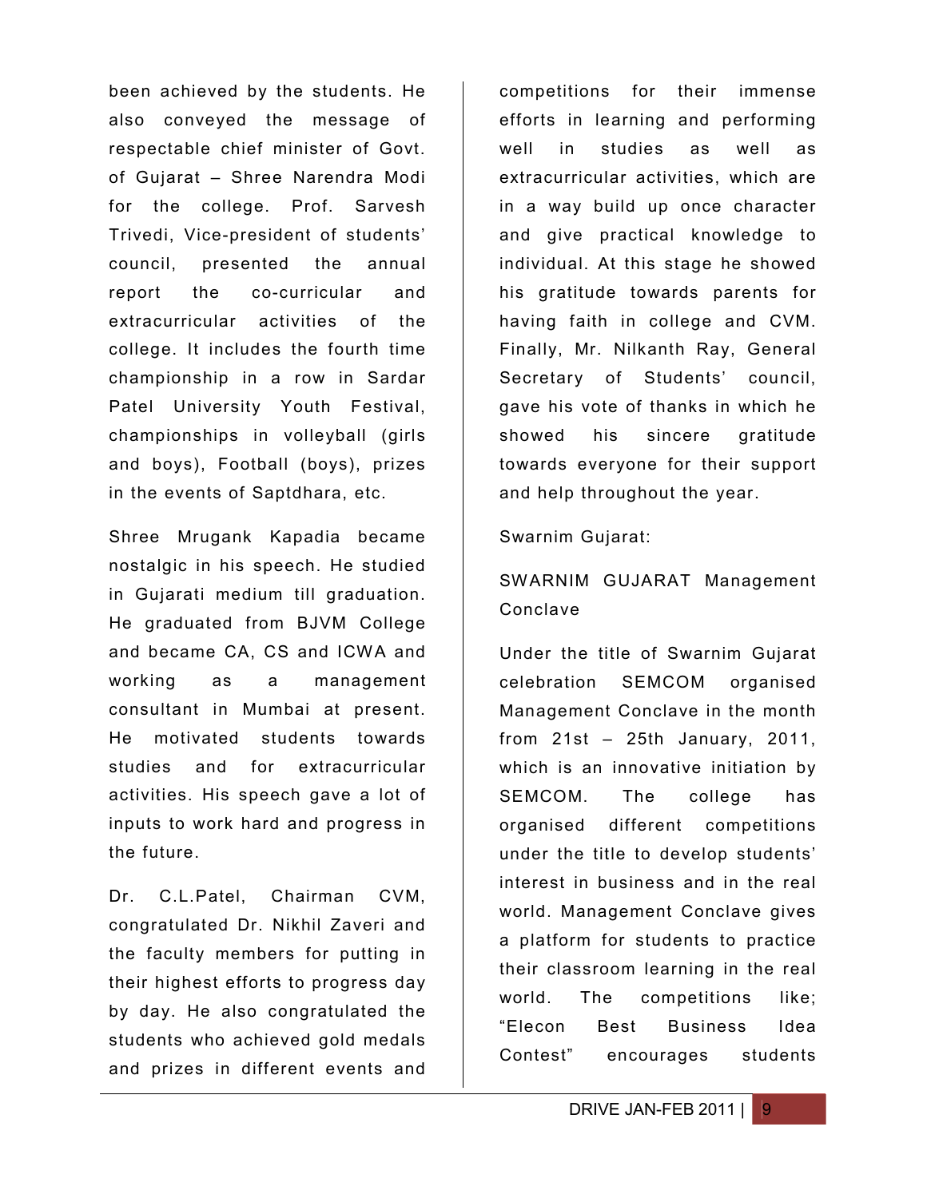been achieved by the students. He also conveyed the message of respectable chief minister of Govt. of Gujarat – Shree Narendra Modi for the college. Prof. Sarvesh Trivedi, Vice-president of students' council, presented the annual report the co-curricular and extracurricular activities of the college. It includes the fourth time championship in a row in Sardar Patel University Youth Festival, championships in volleyball (girls and boys), Football (boys), prizes in the events of Saptdhara, etc.

Shree Mrugank Kapadia became nostalgic in his speech. He studied in Gujarati medium till graduation. He graduated from BJVM College and became CA, CS and ICWA and working as a management consultant in Mumbai at present. He motivated students towards studies and for extracurricular activities. His speech gave a lot of inputs to work hard and progress in the future.

Dr. C.L.Patel, Chairman CVM, congratulated Dr. Nikhil Zaveri and the faculty members for putting in their highest efforts to progress day by day. He also congratulated the students who achieved gold medals and prizes in different events and competitions for their immense efforts in learning and performing well in studies as well as extracurricular activities, which are in a way build up once character and give practical knowledge to individual. At this stage he showed his gratitude towards parents for having faith in college and CVM. Finally, Mr. Nilkanth Ray, General Secretary of Students' council, gave his vote of thanks in which he showed his sincere gratitude towards everyone for their support and help throughout the year.

Swarnim Gujarat:

SWARNIM GUJARAT Management Conclave

Under the title of Swarnim Gujarat celebration SEMCOM organised Management Conclave in the month from 21st – 25th January, 2011, which is an innovative initiation by SEMCOM. The college has organised different competitions under the title to develop students' interest in business and in the real world. Management Conclave gives a platform for students to practice their classroom learning in the real world. The competitions like; "Elecon Best Business Idea Contest" encourages students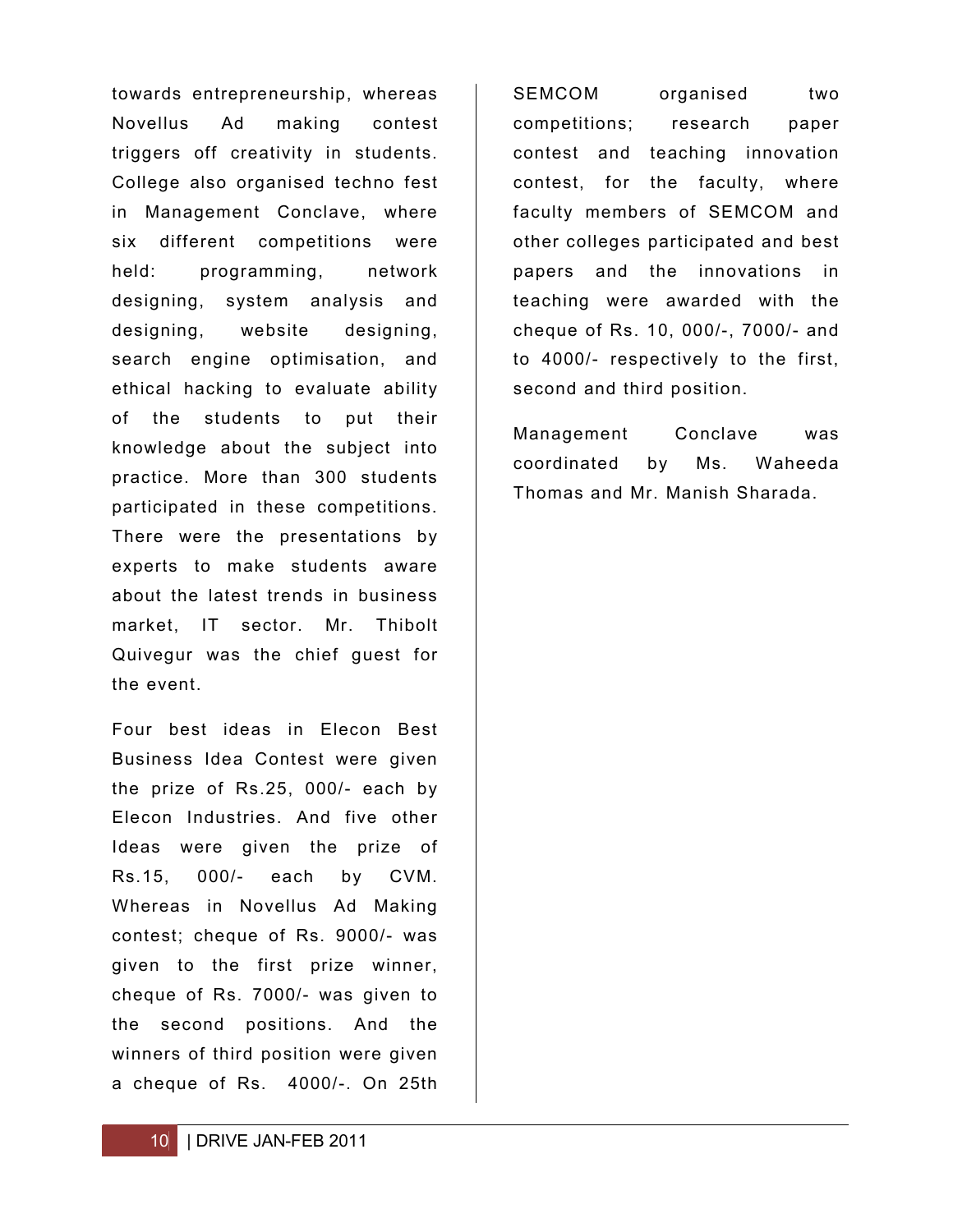towards entrepreneurship, whereas Novellus Ad making contest triggers off creativity in students. College also organised techno fest in Management Conclave, where six different competitions were held: programming, network designing, system analysis and designing, website designing, search engine optimisation, and ethical hacking to evaluate ability of the students to put their knowledge about the subject into practice. More than 300 students participated in these competitions. There were the presentations by experts to make students aware about the latest trends in business market, IT sector. Mr. Thibolt Quivegur was the chief guest for the event.

Four best ideas in Elecon Best Business Idea Contest were given the prize of Rs.25, 000/- each by Elecon Industries. And five other Ideas were given the prize of Rs.15, 000/- each by CVM. Whereas in Novellus Ad Making contest; cheque of Rs. 9000/- was given to the first prize winner, cheque of Rs. 7000/- was given to the second positions. And the winners of third position were given a cheque of Rs. 4000/-. On 25th SEMCOM organised two competitions; research paper contest and teaching innovation contest, for the faculty, where faculty members of SEMCOM and other colleges participated and best papers and the innovations in teaching were awarded with the cheque of Rs. 10, 000/-, 7000/- and to 4000/- respectively to the first, second and third position.

Management Conclave was coordinated by Ms. Waheeda Thomas and Mr. Manish Sharada.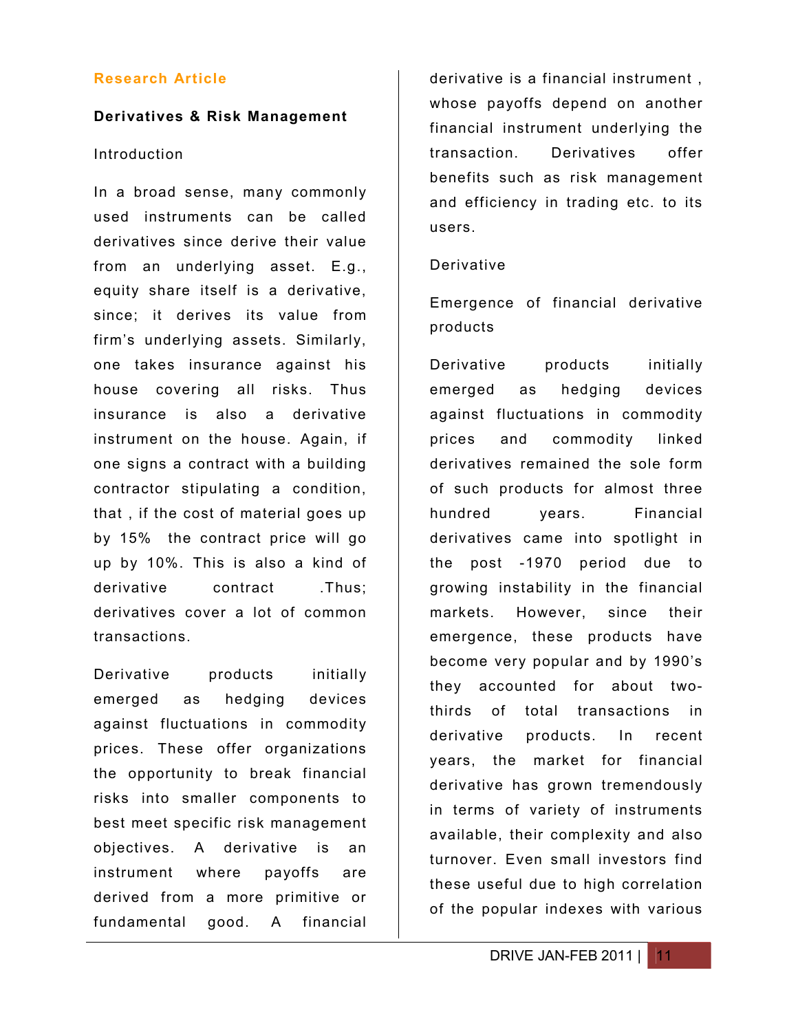**Research Article**

## Derivatives & Risk Management

### Introduction

In a broad sense, many commonly used instruments can be called derivatives since derive their value from an underlying asset. E.g., equity share itself is a derivative, since; it derives its value from firm's underlying assets. Similarly, one takes insurance against his house covering all risks. Thus insurance is also a derivative instrument on the house. Again, if one signs a contract with a building contractor stipulating a condition, that , if the cost of material goes up by 15% the contract price will go up by 10%. This is also a kind of derivative contract .Thus; derivatives cover a lot of common transactions.

Derivative products initially emerged as hedging devices against fluctuations in commodity prices. These offer organizations the opportunity to break financial risks into smaller components to best meet specific risk management objectives. A derivative is an instrument where payoffs are derived from a more primitive or fundamental good. A financial derivative is a financial instrument , whose payoffs depend on another financial instrument underlying the transaction. Derivatives offer benefits such as risk management and efficiency in trading etc. to its users.

### Derivative

### Emergence of financial derivative products

Derivative products initially emerged as hedging devices against fluctuations in commodity prices and commodity linked derivatives remained the sole form of such products for almost three hundred years. Financial derivatives came into spotlight in the post -1970 period due to growing instability in the financial markets. However, since their emergence, these products have become very popular and by 1990's they accounted for about two-thirds of total transactions in derivative products. In recent years, the market for financial derivative has grown tremendously in terms of variety of instruments available, their complexity and also turnover. Even small investors find these useful due to high correlation of the popular indexes with various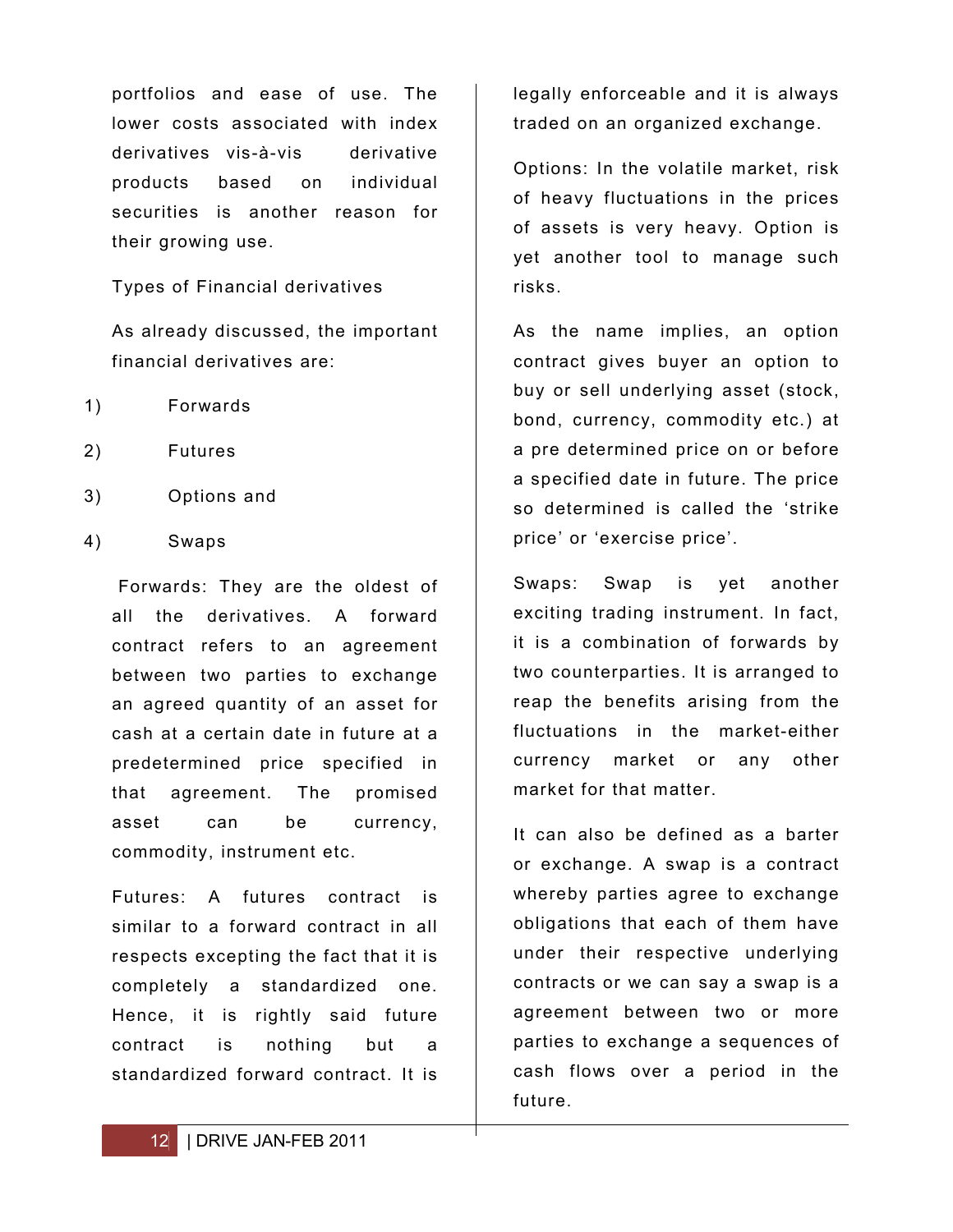portfolios and ease of use. The lower costs associated with index derivatives vis-à-vis derivative products based on individual securities is another reason for their growing use.

Types of Financial derivatives

As already discussed, the important financial derivatives are:

1) Forwards
2) Futures
3) Options and
4) Swaps

Forwards: They are the oldest of all the derivatives. A forward contract refers to an agreement between two parties to exchange an agreed quantity of an asset for cash at a certain date in future at a predetermined price specified in that agreement. The promised asset can be currency, commodity, instrument etc.

Futures: A futures contract is similar to a forward contract in all respects excepting the fact that it is completely a standardized one. Hence, it is rightly said future contract is nothing but a standardized forward contract. It is legally enforceable and it is always traded on an organized exchange.

Options: In the volatile market, risk of heavy fluctuations in the prices of assets is very heavy. Option is yet another tool to manage such risks.

As the name implies, an option contract gives buyer an option to buy or sell underlying asset (stock, bond, currency, commodity etc.) at a pre determined price on or before a specified date in future. The price so determined is called the 'strike price' or 'exercise price'.

Swaps: Swap is yet another exciting trading instrument. In fact, it is a combination of forwards by two counterparties. It is arranged to reap the benefits arising from the fluctuations in the market-either currency market or any other market for that matter.

It can also be defined as a barter or exchange. A swap is a contract whereby parties agree to exchange obligations that each of them have under their respective underlying contracts or we can say a swap is a agreement between two or more parties to exchange a sequences of cash flows over a period in the future.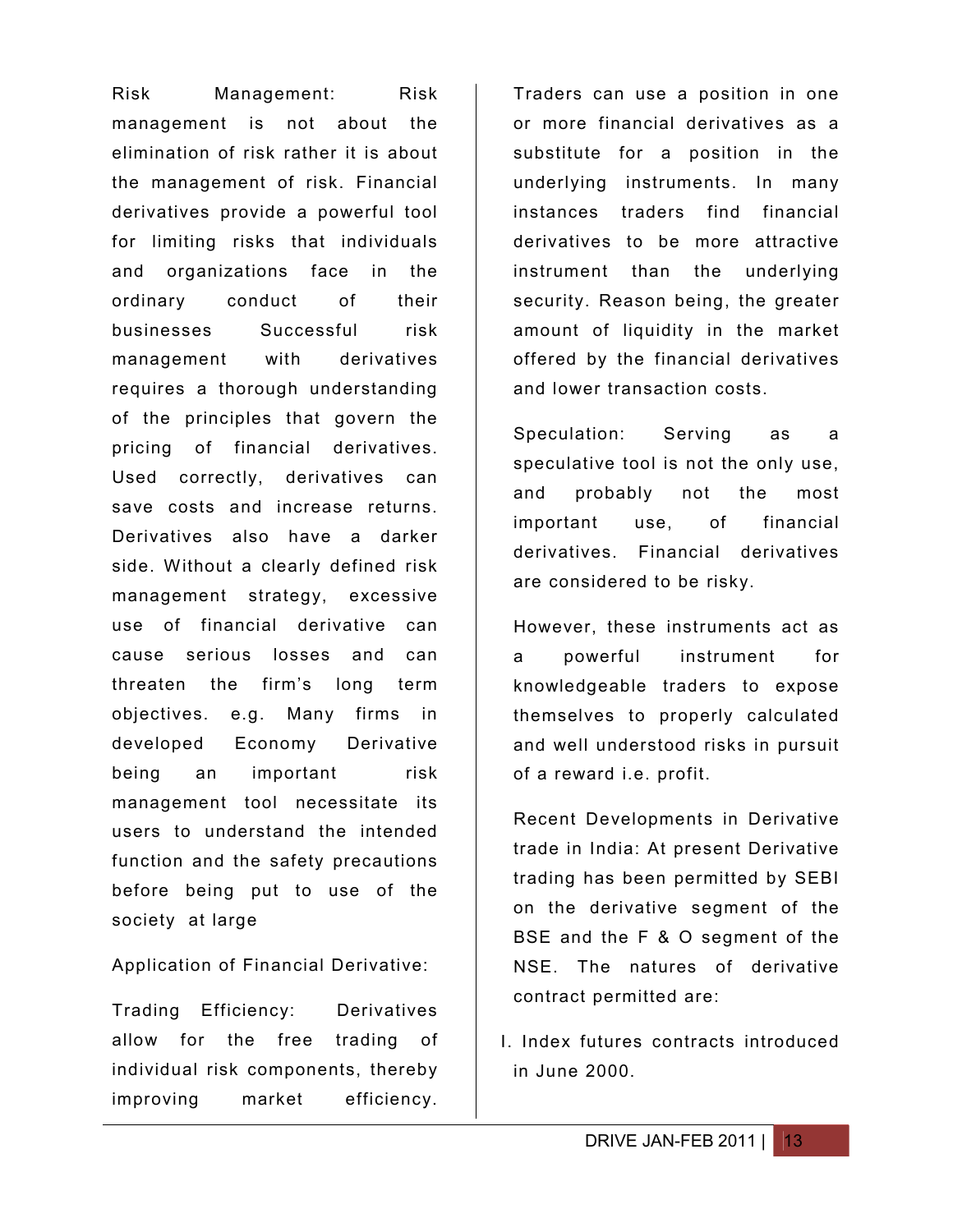Risk Management: Risk management is not about the elimination of risk rather it is about the management of risk. Financial derivatives provide a powerful tool for limiting risks that individuals and organizations face in the ordinary conduct of their businesses Successful risk management with derivatives requires a thorough understanding of the principles that govern the pricing of financial derivatives. Used correctly, derivatives can save costs and increase returns. Derivatives also have a darker side. Without a clearly defined risk management strategy, excessive use of financial derivative can cause serious losses and can threaten the firm's long term objectives. e.g. Many firms in developed Economy Derivative being an important risk management tool necessitate its users to understand the intended function and the safety precautions before being put to use of the society at large

Application of Financial Derivative:

Trading Efficiency: Derivatives allow for the free trading of individual risk components, thereby improving market efficiency. Traders can use a position in one or more financial derivatives as a substitute for a position in the underlying instruments. In many instances traders find financial derivatives to be more attractive instrument than the underlying security. Reason being, the greater amount of liquidity in the market offered by the financial derivatives and lower transaction costs.

Speculation: Serving as a speculative tool is not the only use, and probably not the most important use, of financial derivatives. Financial derivatives are considered to be risky.

However, these instruments act as a powerful instrument for knowledgeable traders to expose themselves to properly calculated and well understood risks in pursuit of a reward i.e. profit.

Recent Developments in Derivative trade in India: At present Derivative trading has been permitted by SEBI on the derivative segment of the BSE and the F & O segment of the NSE. The natures of derivative contract permitted are:

I. Index futures contracts introduced in June 2000.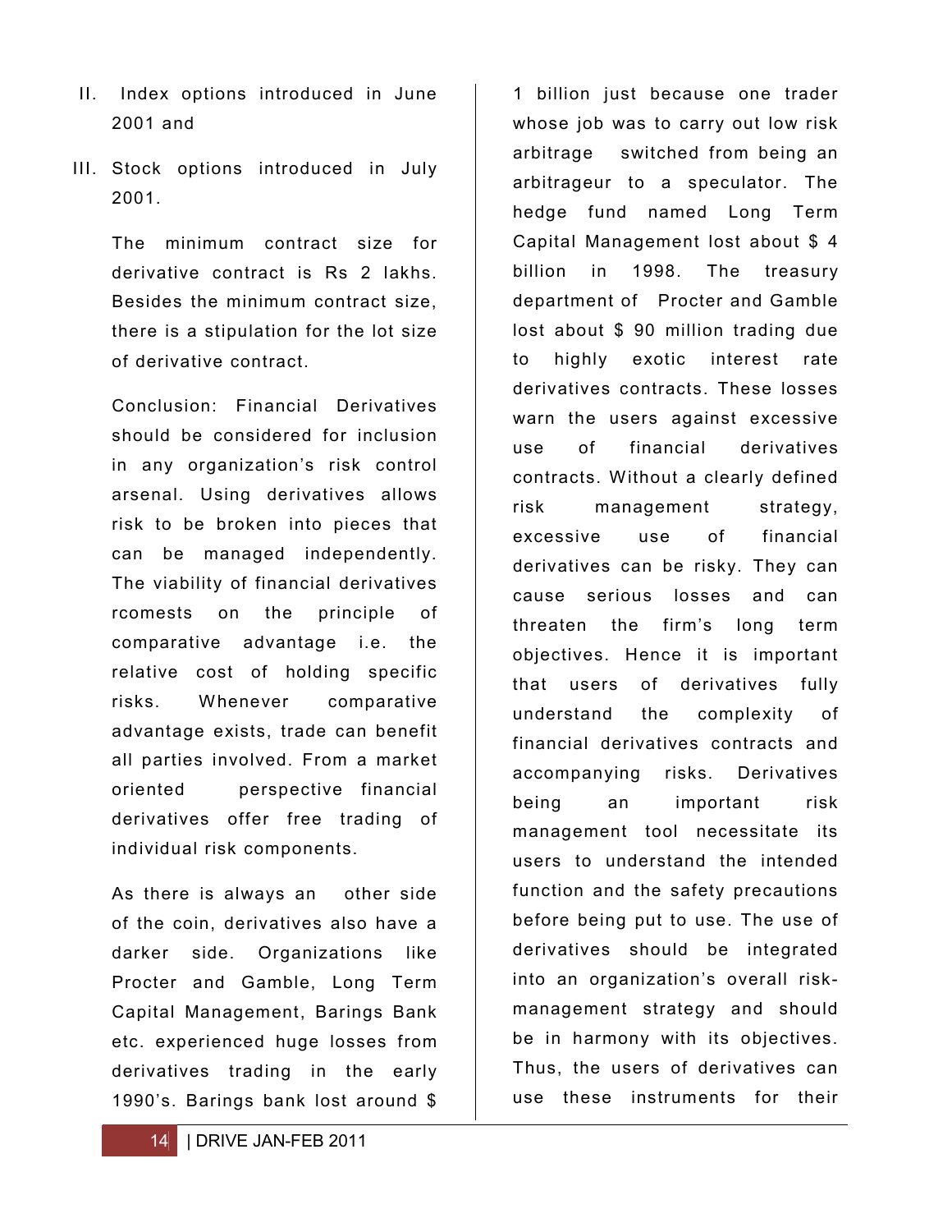II. Index options introduced in June 2001 and

III. Stock options introduced in July 2001.

The minimum contract size for derivative contract is Rs 2 lakhs. Besides the minimum contract size, there is a stipulation for the lot size of derivative contract.

Conclusion: Financial Derivatives should be considered for inclusion in any organization's risk control arsenal. Using derivatives allows risk to be broken into pieces that can be managed independently. The viability of financial derivatives rcomests on the principle of comparative advantage i.e. the relative cost of holding specific risks. Whenever comparative advantage exists, trade can benefit all parties involved. From a market oriented perspective financial derivatives offer free trading of individual risk components.

As there is always an other side of the coin, derivatives also have a darker side. Organizations like Procter and Gamble, Long Term Capital Management, Barings Bank etc. experienced huge losses from derivatives trading in the early 1990's. Barings bank lost around $ 1 billion just because one trader whose job was to carry out low risk arbitrage switched from being an arbitrageur to a speculator. The hedge fund named Long Term Capital Management lost about $ 4 billion in 1998. The treasury department of Procter and Gamble lost about $ 90 million trading due to highly exotic interest rate derivatives contracts. These losses warn the users against excessive use of financial derivatives contracts. Without a clearly defined risk management strategy, excessive use of financial derivatives can be risky. They can cause serious losses and can threaten the firm's long term objectives. Hence it is important that users of derivatives fully understand the complexity of financial derivatives contracts and accompanying risks. Derivatives being an important risk management tool necessitate its users to understand the intended function and the safety precautions before being put to use. The use of derivatives should be integrated into an organization's overall risk-management strategy and should be in harmony with its objectives. Thus, the users of derivatives can use these instruments for their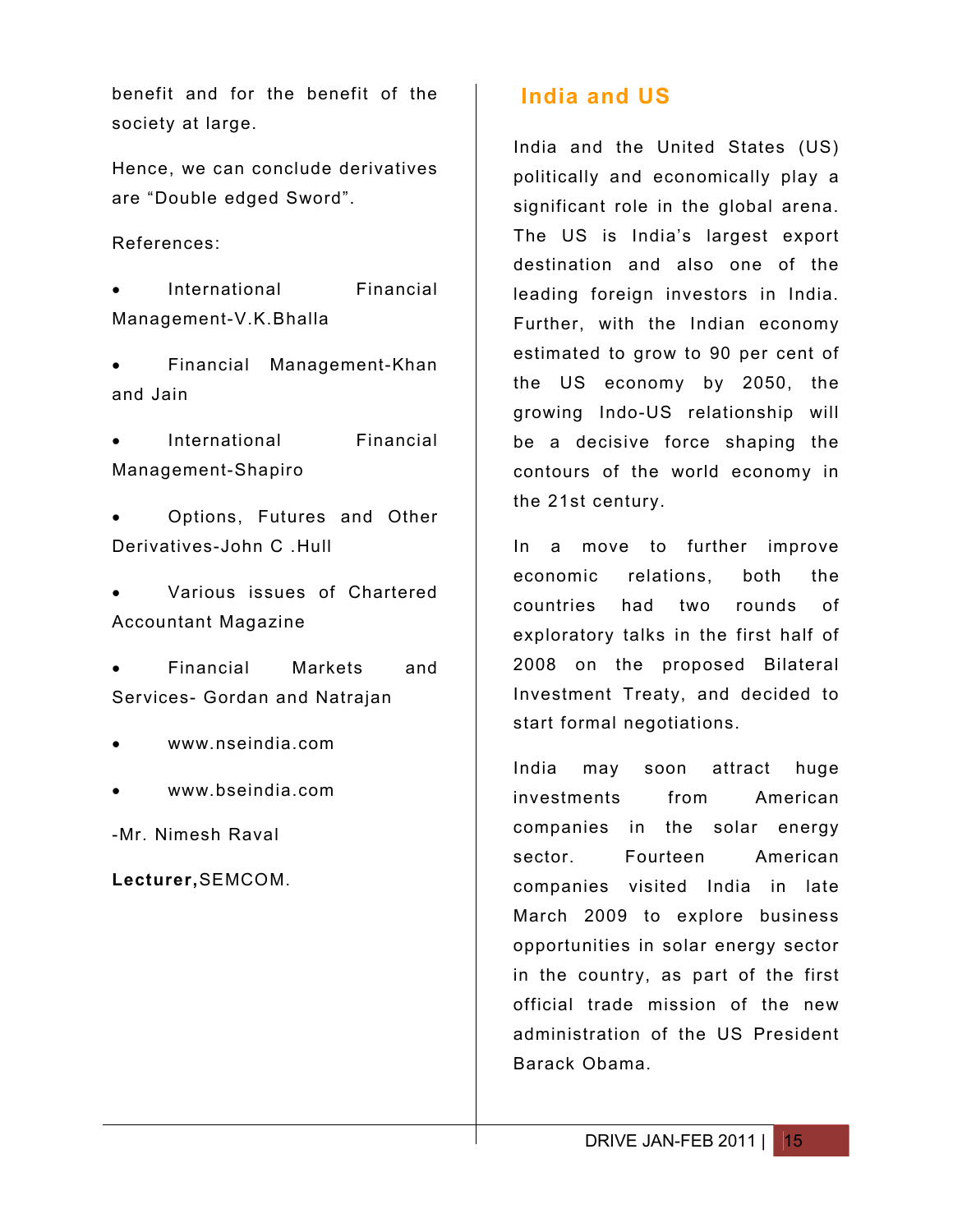benefit and for the benefit of the society at large.

Hence, we can conclude derivatives are “Double edged Sword”.

References:

- International Financial Management-V.K.Bhalla
- Financial Management-Khan and Jain
- International Financial Management-Shapiro
- Options, Futures and Other Derivatives-John C .Hull
- Various issues of Chartered Accountant Magazine
- Financial Markets and Services- Gordan and Natrajan
- www.nseindia.com
- www.bseindia.com

-Mr. Nimesh Raval

**Lecturer,**SEMCOM.

## India and US

India and the United States (US) politically and economically play a significant role in the global arena. The US is India’s largest export destination and also one of the leading foreign investors in India. Further, with the Indian economy estimated to grow to 90 per cent of the US economy by 2050, the growing Indo-US relationship will be a decisive force shaping the contours of the world economy in the 21st century.

In a move to further improve economic relations, both the countries had two rounds of exploratory talks in the first half of 2008 on the proposed Bilateral Investment Treaty, and decided to start formal negotiations.

India may soon attract huge investments from American companies in the solar energy sector. Fourteen American companies visited India in late March 2009 to explore business opportunities in solar energy sector in the country, as part of the first official trade mission of the new administration of the US President Barack Obama.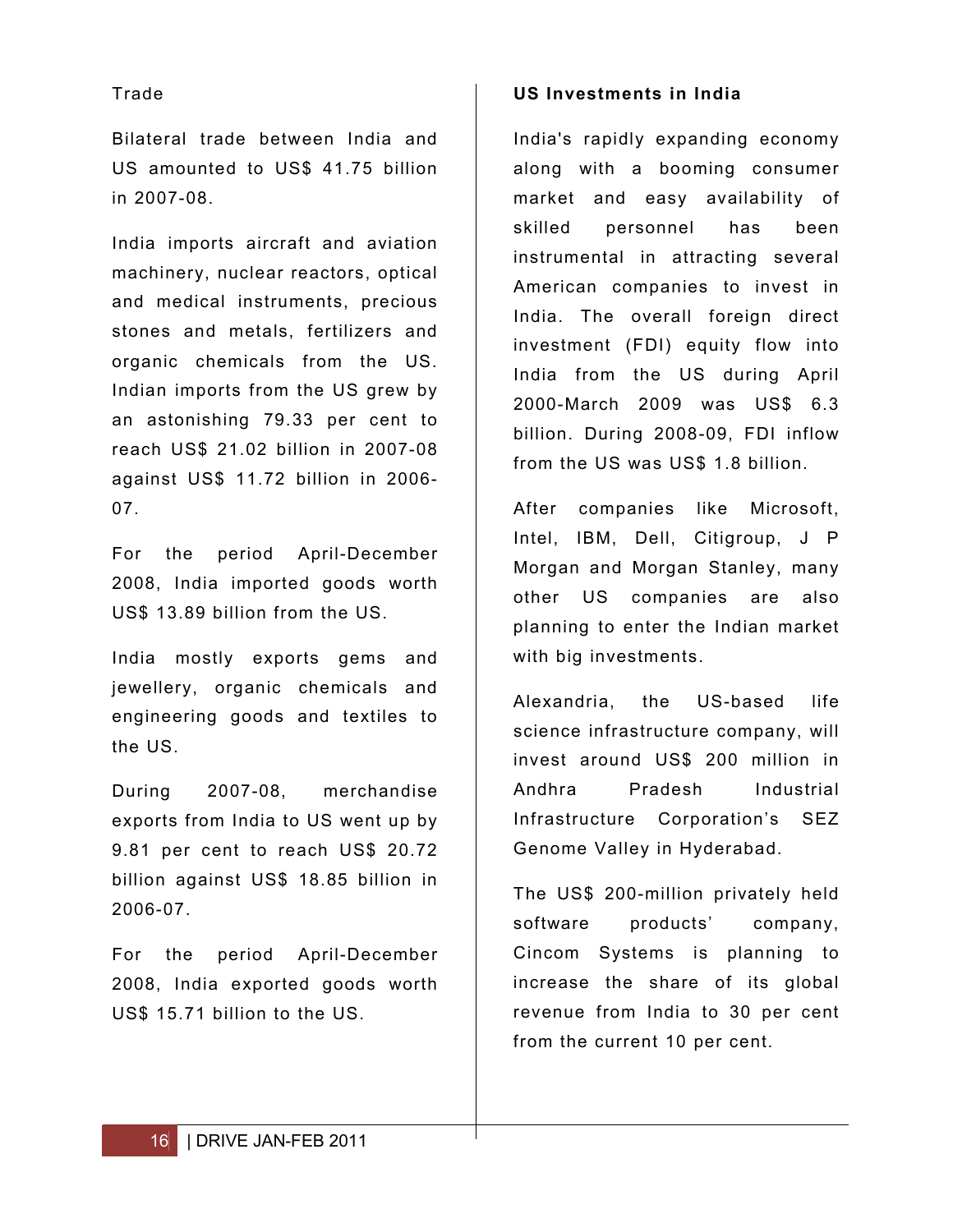## Trade

Bilateral trade between India and US amounted to US$ 41.75 billion in 2007-08.

India imports aircraft and aviation machinery, nuclear reactors, optical and medical instruments, precious stones and metals, fertilizers and organic chemicals from the US. Indian imports from the US grew by an astonishing 79.33 per cent to reach US$ 21.02 billion in 2007-08 against US$ 11.72 billion in 2006-07.

For the period April-December 2008, India imported goods worth US$ 13.89 billion from the US.

India mostly exports gems and jewellery, organic chemicals and engineering goods and textiles to the US.

During 2007-08, merchandise exports from India to US went up by 9.81 per cent to reach US$ 20.72 billion against US$ 18.85 billion in 2006-07.

For the period April-December 2008, India exported goods worth US$ 15.71 billion to the US.

## US Investments in India

India's rapidly expanding economy along with a booming consumer market and easy availability of skilled personnel has been instrumental in attracting several American companies to invest in India. The overall foreign direct investment (FDI) equity flow into India from the US during April 2000-March 2009 was US$ 6.3 billion. During 2008-09, FDI inflow from the US was US$ 1.8 billion.

After companies like Microsoft, Intel, IBM, Dell, Citigroup, J P Morgan and Morgan Stanley, many other US companies are also planning to enter the Indian market with big investments.

Alexandria, the US-based life science infrastructure company, will invest around US$ 200 million in Andhra Pradesh Industrial Infrastructure Corporation's SEZ Genome Valley in Hyderabad.

The US$ 200-million privately held software products' company, Cincom Systems is planning to increase the share of its global revenue from India to 30 per cent from the current 10 per cent.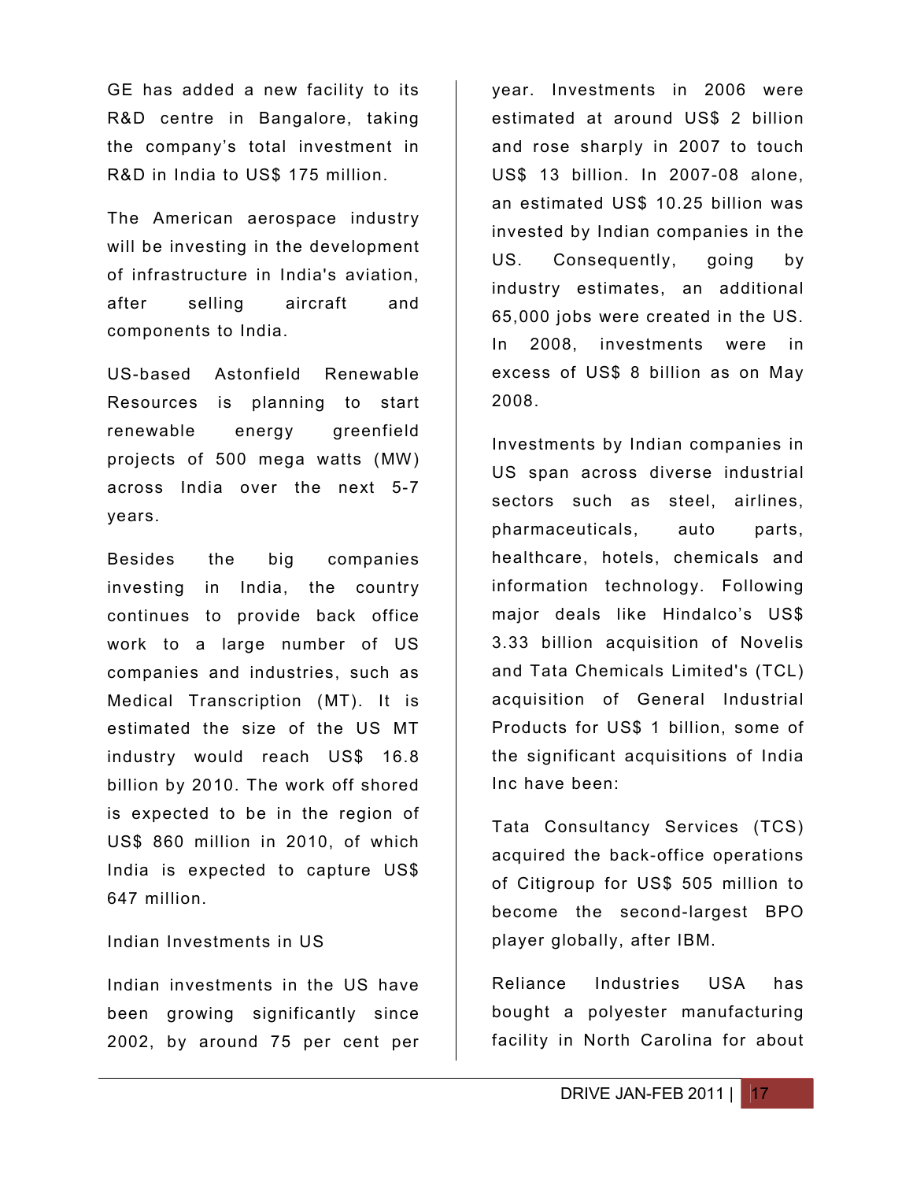GE has added a new facility to its R&D centre in Bangalore, taking the company's total investment in R&D in India to US$ 175 million.

The American aerospace industry will be investing in the development of infrastructure in India's aviation, after selling aircraft and components to India.

US-based Astonfield Renewable Resources is planning to start renewable energy greenfield projects of 500 mega watts (MW) across India over the next 5-7 years.

Besides the big companies investing in India, the country continues to provide back office work to a large number of US companies and industries, such as Medical Transcription (MT). It is estimated the size of the US MT industry would reach US$ 16.8 billion by 2010. The work off shored is expected to be in the region of US$ 860 million in 2010, of which India is expected to capture US$ 647 million.

## Indian Investments in US

Indian investments in the US have been growing significantly since 2002, by around 75 per cent per year. Investments in 2006 were estimated at around US$ 2 billion and rose sharply in 2007 to touch US$ 13 billion. In 2007-08 alone, an estimated US$ 10.25 billion was invested by Indian companies in the US. Consequently, going by industry estimates, an additional 65,000 jobs were created in the US. In 2008, investments were in excess of US$ 8 billion as on May 2008.

Investments by Indian companies in US span across diverse industrial sectors such as steel, airlines, pharmaceuticals, auto parts, healthcare, hotels, chemicals and information technology. Following major deals like Hindalco's US$ 3.33 billion acquisition of Novelis and Tata Chemicals Limited's (TCL) acquisition of General Industrial Products for US$ 1 billion, some of the significant acquisitions of India Inc have been:

Tata Consultancy Services (TCS) acquired the back-office operations of Citigroup for US$ 505 million to become the second-largest BPO player globally, after IBM.

Reliance Industries USA has bought a polyester manufacturing facility in North Carolina for about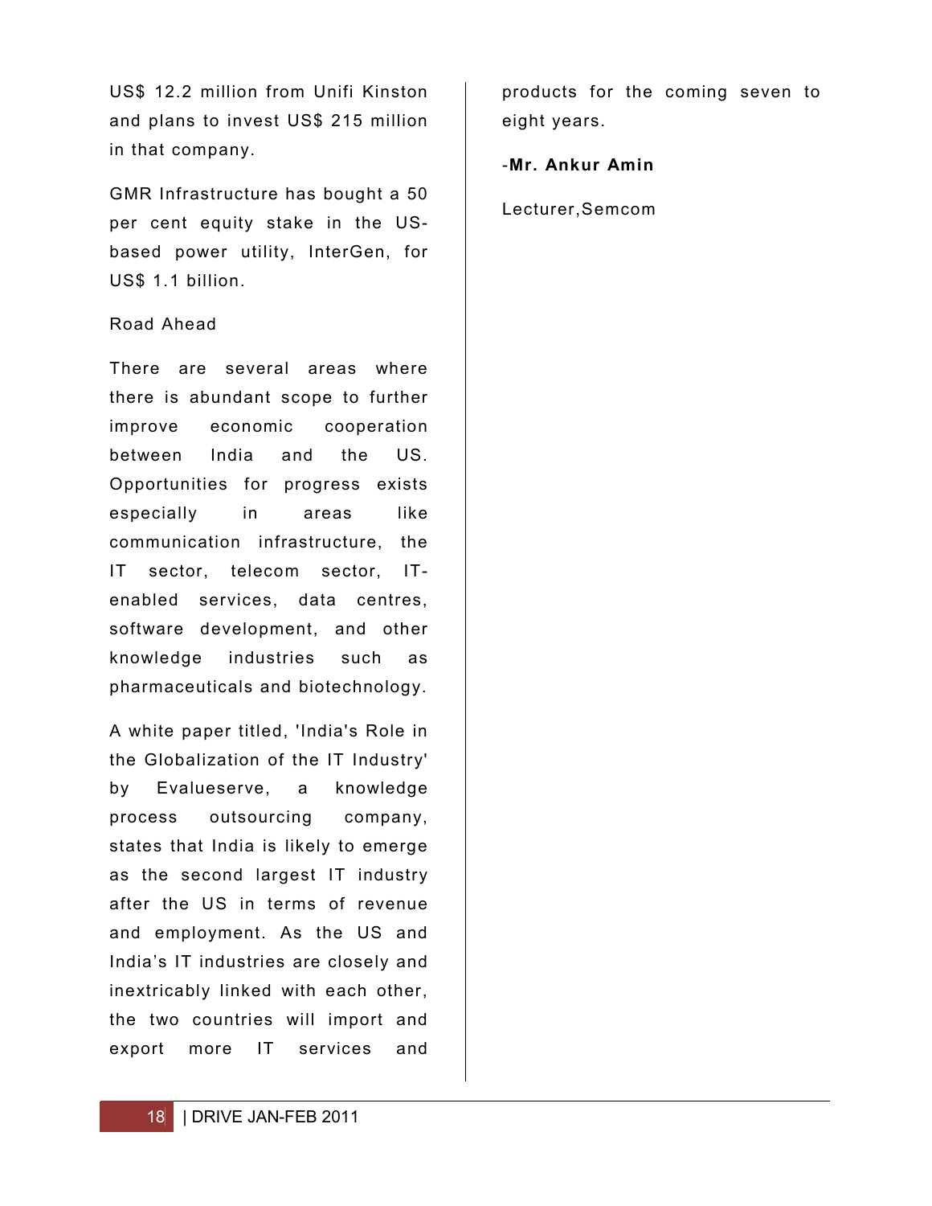US$ 12.2 million from Unifi Kinston and plans to invest US$ 215 million in that company.

GMR Infrastructure has bought a 50 per cent equity stake in the US-based power utility, InterGen, for US$ 1.1 billion.

Road Ahead

There are several areas where there is abundant scope to further improve economic cooperation between India and the US. Opportunities for progress exists especially in areas like communication infrastructure, the IT sector, telecom sector, IT-enabled services, data centres, software development, and other knowledge industries such as pharmaceuticals and biotechnology.

A white paper titled, 'India's Role in the Globalization of the IT Industry' by Evalueserve, a knowledge process outsourcing company, states that India is likely to emerge as the second largest IT industry after the US in terms of revenue and employment. As the US and India's IT industries are closely and inextricably linked with each other, the two countries will import and export more IT services and products for the coming seven to eight years.

-**Mr. Ankur Amin**

Lecturer,Semcom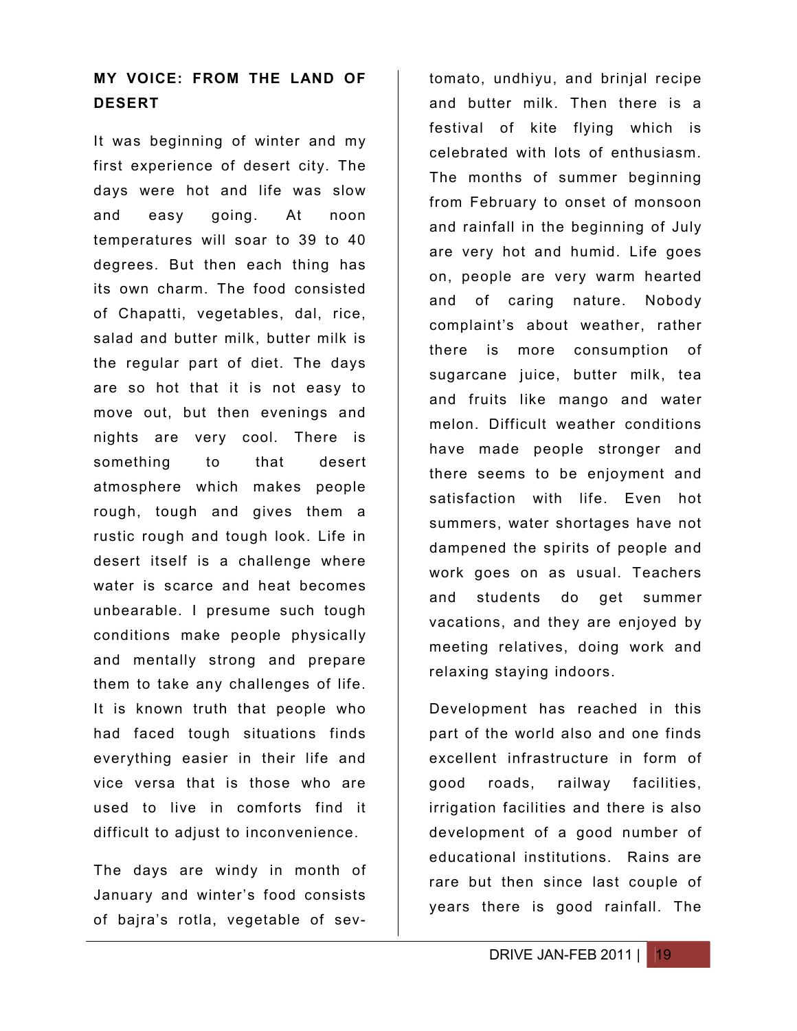## MY VOICE: FROM THE LAND OF DESERT

It was beginning of winter and my first experience of desert city. The days were hot and life was slow and easy going. At noon temperatures will soar to 39 to 40 degrees. But then each thing has its own charm. The food consisted of Chapatti, vegetables, dal, rice, salad and butter milk, butter milk is the regular part of diet. The days are so hot that it is not easy to move out, but then evenings and nights are very cool. There is something to that desert atmosphere which makes people rough, tough and gives them a rustic rough and tough look. Life in desert itself is a challenge where water is scarce and heat becomes unbearable. I presume such tough conditions make people physically and mentally strong and prepare them to take any challenges of life. It is known truth that people who had faced tough situations finds everything easier in their life and vice versa that is those who are used to live in comforts find it difficult to adjust to inconvenience.

The days are windy in month of January and winter's food consists of bajra's rotla, vegetable of several tomato, undhiyu, and brinjal recipe and butter milk. Then there is a festival of kite flying which is celebrated with lots of enthusiasm. The months of summer beginning from February to onset of monsoon and rainfall in the beginning of July are very hot and humid. Life goes on, people are very warm hearted and of caring nature. Nobody complaint's about weather, rather there is more consumption of sugarcane juice, butter milk, tea and fruits like mango and water melon. Difficult weather conditions have made people stronger and there seems to be enjoyment and satisfaction with life. Even hot summers, water shortages have not dampened the spirits of people and work goes on as usual. Teachers and students do get summer vacations, and they are enjoyed by meeting relatives, doing work and relaxing staying indoors.

Development has reached in this part of the world also and one finds excellent infrastructure in form of good roads, railway facilities, irrigation facilities and there is also development of a good number of educational institutions. Rains are rare but then since last couple of years there is good rainfall. The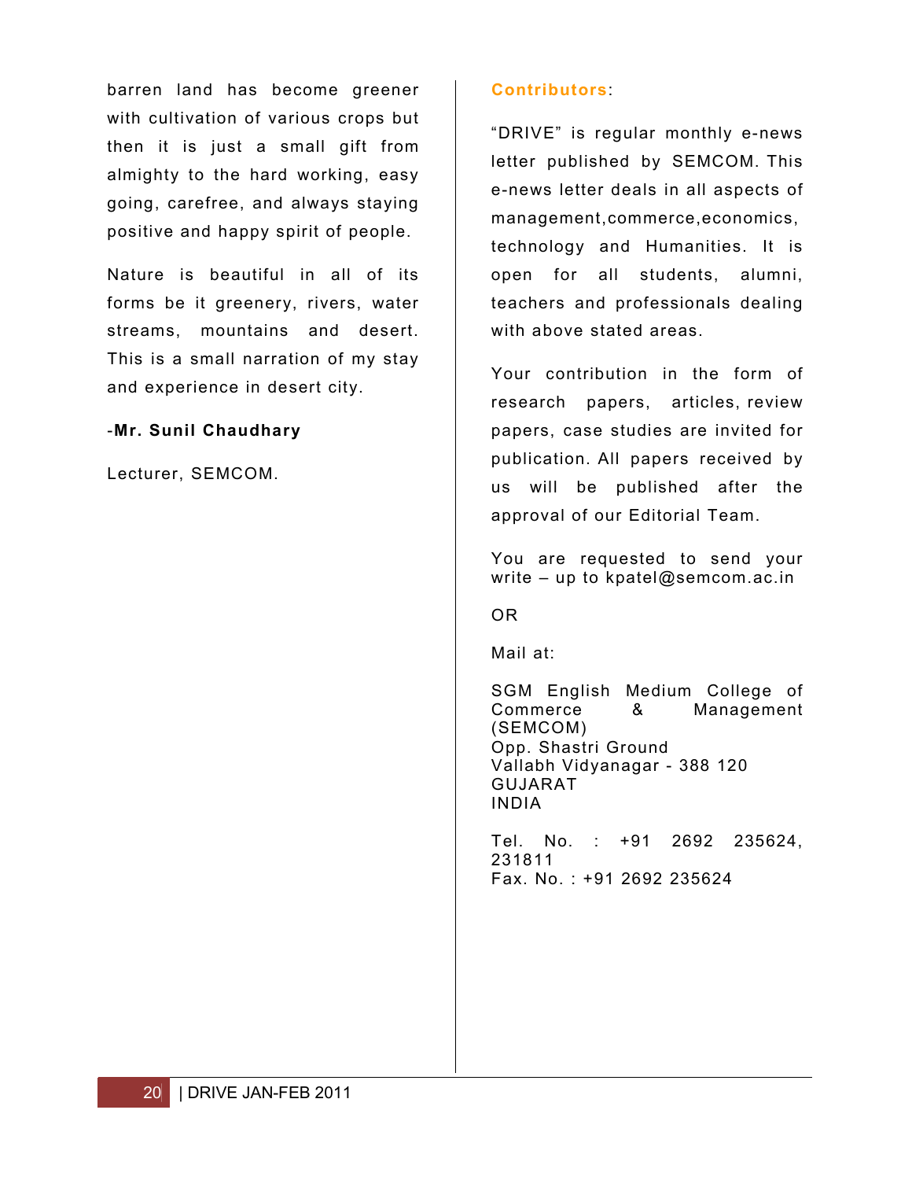barren land has become greener with cultivation of various crops but then it is just a small gift from almighty to the hard working, easy going, carefree, and always staying positive and happy spirit of people.

Nature is beautiful in all of its forms be it greenery, rivers, water streams, mountains and desert. This is a small narration of my stay and experience in desert city.

-**Mr. Sunil Chaudhary**

Lecturer, SEMCOM.

## Contributors:

"DRIVE" is regular monthly e-news letter published by SEMCOM. This e-news letter deals in all aspects of management,commerce,economics, technology and Humanities. It is open for all students, alumni, teachers and professionals dealing with above stated areas.

Your contribution in the form of research papers, articles, review papers, case studies are invited for publication. All papers received by us will be published after the approval of our Editorial Team.

You are requested to send your write – up to kpatel@semcom.ac.in

OR

Mail at:

SGM English Medium College of Commerce & Management (SEMCOM)
Opp. Shastri Ground
Vallabh Vidyanagar - 388 120
GUJARAT
INDIA

Tel. No. : +91 2692 235624, 231811
Fax. No. : +91 2692 235624